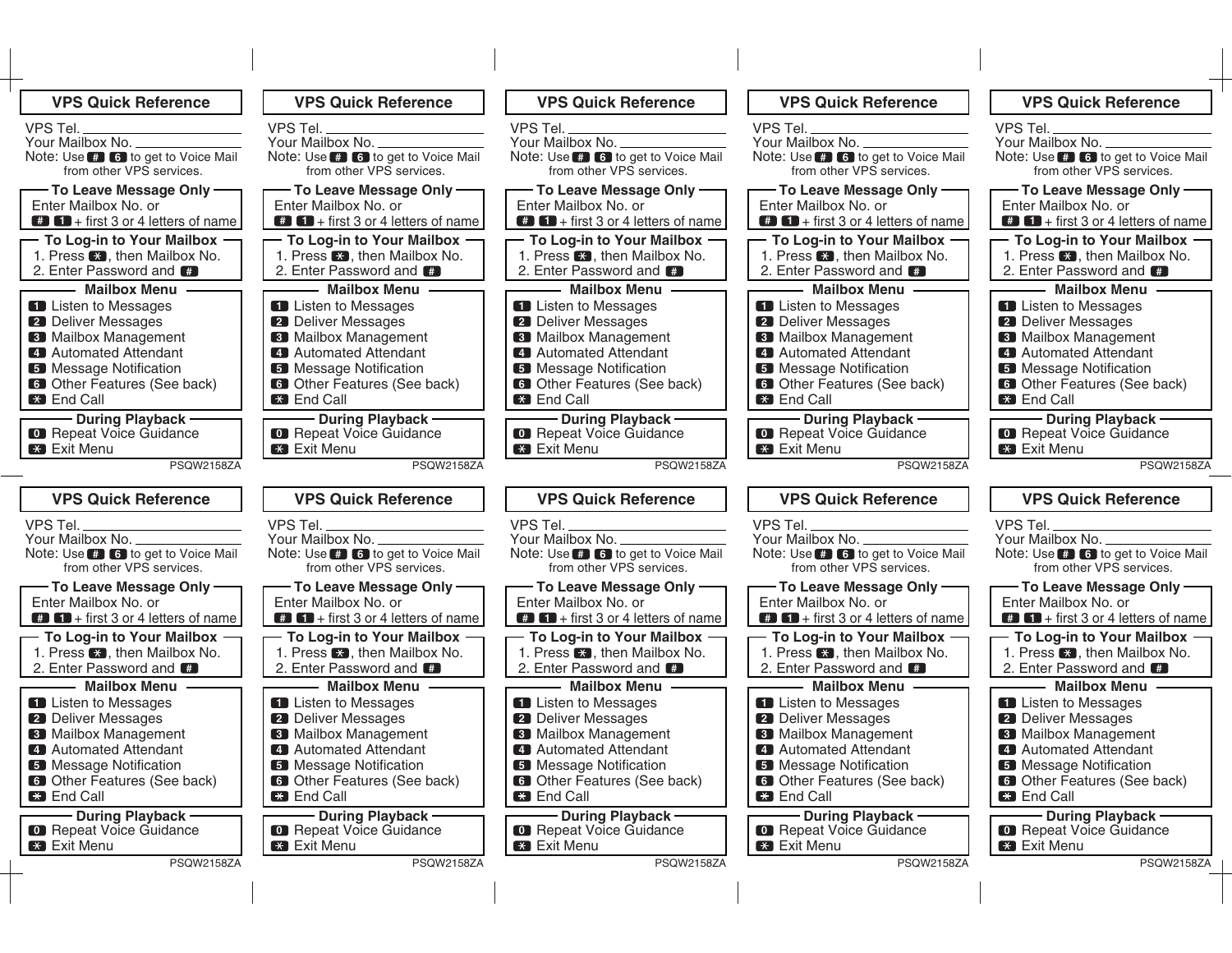## VPS Quick Reference

VPS Tel. ____________________

Your Mailbox No. ____________________

Note: Use # 6 to get to Voice Mail from other VPS services.

### To Leave Message Only

Enter Mailbox No. or
# 1 + first 3 or 4 letters of name

### To Log-in to Your Mailbox

1. Press *, then Mailbox No.
2. Enter Password and #

### Mailbox Menu

- 1 Listen to Messages
- 2 Deliver Messages
- 3 Mailbox Management
- 4 Automated Attendant
- 5 Message Notification
- 6 Other Features (See back)
- * End Call

### During Playback

- 0 Repeat Voice Guidance
- * Exit Menu

PSQW2158ZA

## VPS Quick Reference

VPS Tel. ____________________

Your Mailbox No. ____________________

Note: Use # 6 to get to Voice Mail from other VPS services.

### To Leave Message Only

Enter Mailbox No. or
# 1 + first 3 or 4 letters of name

### To Log-in to Your Mailbox

1. Press *, then Mailbox No.
2. Enter Password and #

### Mailbox Menu

- 1 Listen to Messages
- 2 Deliver Messages
- 3 Mailbox Management
- 4 Automated Attendant
- 5 Message Notification
- 6 Other Features (See back)
- * End Call

### During Playback

- 0 Repeat Voice Guidance
- * Exit Menu

PSQW2158ZA

## VPS Quick Reference

VPS Tel. ____________________

Your Mailbox No. ____________________

Note: Use # 6 to get to Voice Mail from other VPS services.

### To Leave Message Only

Enter Mailbox No. or
# 1 + first 3 or 4 letters of name

### To Log-in to Your Mailbox

1. Press *, then Mailbox No.
2. Enter Password and #

### Mailbox Menu

- 1 Listen to Messages
- 2 Deliver Messages
- 3 Mailbox Management
- 4 Automated Attendant
- 5 Message Notification
- 6 Other Features (See back)
- * End Call

### During Playback

- 0 Repeat Voice Guidance
- * Exit Menu

PSQW2158ZA

## VPS Quick Reference

VPS Tel. ____________________

Your Mailbox No. ____________________

Note: Use # 6 to get to Voice Mail from other VPS services.

### To Leave Message Only

Enter Mailbox No. or
# 1 + first 3 or 4 letters of name

### To Log-in to Your Mailbox

1. Press *, then Mailbox No.
2. Enter Password and #

### Mailbox Menu

- 1 Listen to Messages
- 2 Deliver Messages
- 3 Mailbox Management
- 4 Automated Attendant
- 5 Message Notification
- 6 Other Features (See back)
- * End Call

### During Playback

- 0 Repeat Voice Guidance
- * Exit Menu

PSQW2158ZA

## VPS Quick Reference

VPS Tel. ____________________

Your Mailbox No. ____________________

Note: Use # 6 to get to Voice Mail from other VPS services.

### To Leave Message Only

Enter Mailbox No. or
# 1 + first 3 or 4 letters of name

### To Log-in to Your Mailbox

1. Press *, then Mailbox No.
2. Enter Password and #

### Mailbox Menu

- 1 Listen to Messages
- 2 Deliver Messages
- 3 Mailbox Management
- 4 Automated Attendant
- 5 Message Notification
- 6 Other Features (See back)
- * End Call

### During Playback

- 0 Repeat Voice Guidance
- * Exit Menu

PSQW2158ZA

## VPS Quick Reference

VPS Tel. ____________________

Your Mailbox No. ____________________

Note: Use # 6 to get to Voice Mail from other VPS services.

### To Leave Message Only

Enter Mailbox No. or
# 1 + first 3 or 4 letters of name

### To Log-in to Your Mailbox

1. Press *, then Mailbox No.
2. Enter Password and #

### Mailbox Menu

- 1 Listen to Messages
- 2 Deliver Messages
- 3 Mailbox Management
- 4 Automated Attendant
- 5 Message Notification
- 6 Other Features (See back)
- * End Call

### During Playback

- 0 Repeat Voice Guidance
- * Exit Menu

PSQW2158ZA

## VPS Quick Reference

VPS Tel. ____________________

Your Mailbox No. ____________________

Note: Use # 6 to get to Voice Mail from other VPS services.

### To Leave Message Only

Enter Mailbox No. or
# 1 + first 3 or 4 letters of name

### To Log-in to Your Mailbox

1. Press *, then Mailbox No.
2. Enter Password and #

### Mailbox Menu

- 1 Listen to Messages
- 2 Deliver Messages
- 3 Mailbox Management
- 4 Automated Attendant
- 5 Message Notification
- 6 Other Features (See back)
- * End Call

### During Playback

- 0 Repeat Voice Guidance
- * Exit Menu

PSQW2158ZA

## VPS Quick Reference

VPS Tel. ____________________

Your Mailbox No. ____________________

Note: Use # 6 to get to Voice Mail from other VPS services.

### To Leave Message Only

Enter Mailbox No. or
# 1 + first 3 or 4 letters of name

### To Log-in to Your Mailbox

1. Press *, then Mailbox No.
2. Enter Password and #

### Mailbox Menu

- 1 Listen to Messages
- 2 Deliver Messages
- 3 Mailbox Management
- 4 Automated Attendant
- 5 Message Notification
- 6 Other Features (See back)
- * End Call

### During Playback

- 0 Repeat Voice Guidance
- * Exit Menu

PSQW2158ZA

## VPS Quick Reference

VPS Tel. ____________________

Your Mailbox No. ____________________

Note: Use # 6 to get to Voice Mail from other VPS services.

### To Leave Message Only

Enter Mailbox No. or
# 1 + first 3 or 4 letters of name

### To Log-in to Your Mailbox

1. Press *, then Mailbox No.
2. Enter Password and #

### Mailbox Menu

- 1 Listen to Messages
- 2 Deliver Messages
- 3 Mailbox Management
- 4 Automated Attendant
- 5 Message Notification
- 6 Other Features (See back)
- * End Call

### During Playback

- 0 Repeat Voice Guidance
- * Exit Menu

PSQW2158ZA

## VPS Quick Reference

VPS Tel. ____________________

Your Mailbox No. ____________________

Note: Use # 6 to get to Voice Mail from other VPS services.

### To Leave Message Only

Enter Mailbox No. or
# 1 + first 3 or 4 letters of name

### To Log-in to Your Mailbox

1. Press *, then Mailbox No.
2. Enter Password and #

### Mailbox Menu

- 1 Listen to Messages
- 2 Deliver Messages
- 3 Mailbox Management
- 4 Automated Attendant
- 5 Message Notification
- 6 Other Features (See back)
- * End Call

### During Playback

- 0 Repeat Voice Guidance
- * Exit Menu

PSQW2158ZA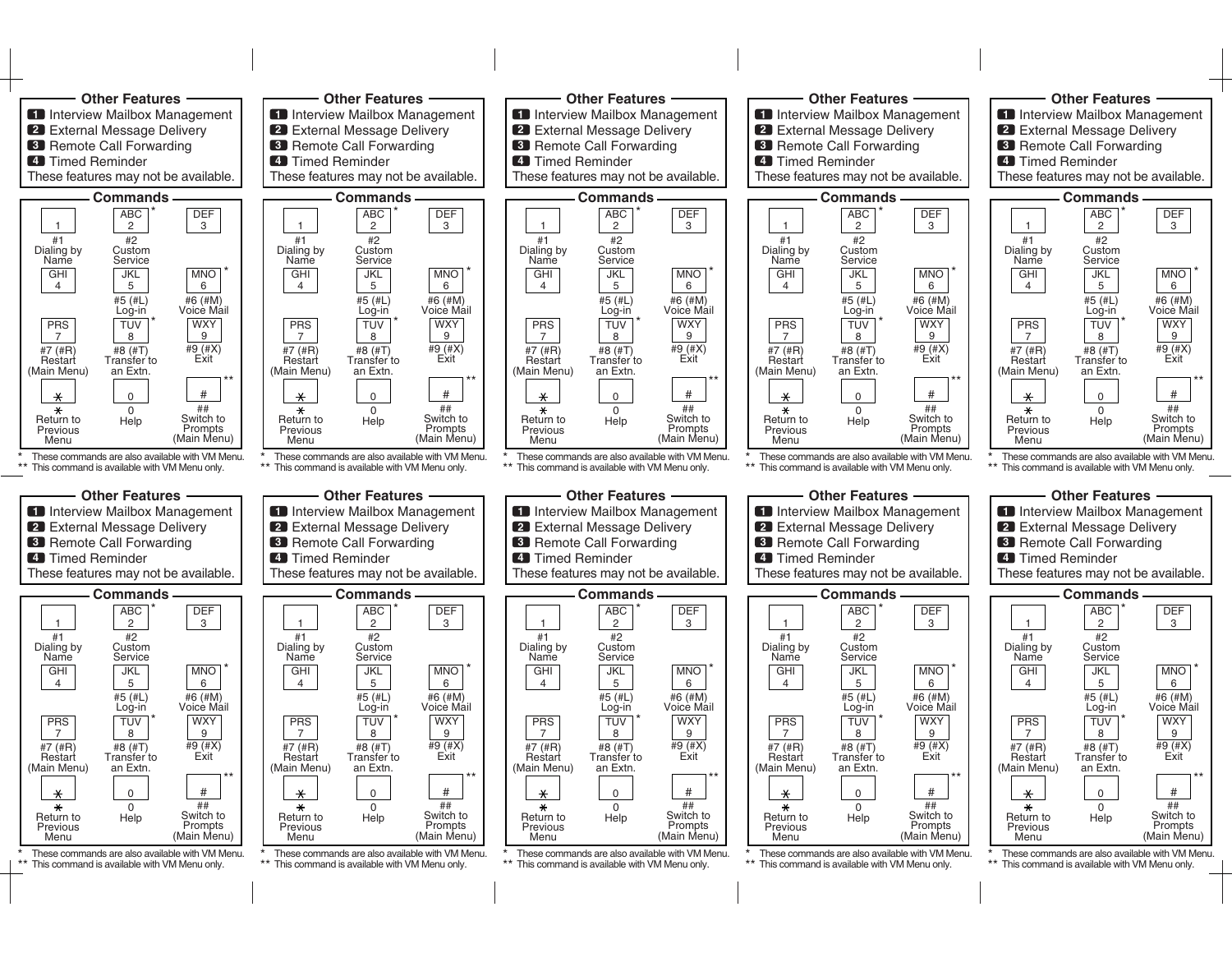## Other Features

1 Interview Mailbox Management
2 External Message Delivery
3 Remote Call Forwarding
4 Timed Reminder
These features may not be available.

## Commands

| | | |
|---|---|---|
| 1 | ABC 2 * | DEF 3 |
| #1 Dialing by Name | #2 Custom Service | |
| GHI 4 | JKL 5 | MNO 6 * |
| | #5 (#L) Log-in | #6 (#M) Voice Mail |
| PRS 7 | TUV 8 * | WXY 9 |
| #7 (#R) Restart (Main Menu) | #8 (#T) Transfer to an Extn. | #9 (#X) Exit |
| * | 0 | # ** |
| * Return to Previous Menu | 0 Help | ## Switch to Prompts (Main Menu) |

\* These commands are also available with VM Menu.
** This command is available with VM Menu only.

## Other Features

1 Interview Mailbox Management
2 External Message Delivery
3 Remote Call Forwarding
4 Timed Reminder
These features may not be available.

## Commands

| | | |
|---|---|---|
| 1 | ABC 2 * | DEF 3 |
| #1 Dialing by Name | #2 Custom Service | |
| GHI 4 | JKL 5 | MNO 6 * |
| | #5 (#L) Log-in | #6 (#M) Voice Mail |
| PRS 7 | TUV 8 * | WXY 9 |
| #7 (#R) Restart (Main Menu) | #8 (#T) Transfer to an Extn. | #9 (#X) Exit |
| * | 0 | # ** |
| * Return to Previous Menu | 0 Help | ## Switch to Prompts (Main Menu) |

\* These commands are also available with VM Menu.
** This command is available with VM Menu only.

## Other Features

1 Interview Mailbox Management
2 External Message Delivery
3 Remote Call Forwarding
4 Timed Reminder
These features may not be available.

## Commands

| | | |
|---|---|---|
| 1 | ABC 2 * | DEF 3 |
| #1 Dialing by Name | #2 Custom Service | |
| GHI 4 | JKL 5 | MNO 6 * |
| | #5 (#L) Log-in | #6 (#M) Voice Mail |
| PRS 7 | TUV 8 * | WXY 9 |
| #7 (#R) Restart (Main Menu) | #8 (#T) Transfer to an Extn. | #9 (#X) Exit |
| * | 0 | # ** |
| * Return to Previous Menu | 0 Help | ## Switch to Prompts (Main Menu) |

\* These commands are also available with VM Menu.
** This command is available with VM Menu only.

## Other Features

1 Interview Mailbox Management
2 External Message Delivery
3 Remote Call Forwarding
4 Timed Reminder
These features may not be available.

## Commands

| | | |
|---|---|---|
| 1 | ABC 2 * | DEF 3 |
| #1 Dialing by Name | #2 Custom Service | |
| GHI 4 | JKL 5 | MNO 6 * |
| | #5 (#L) Log-in | #6 (#M) Voice Mail |
| PRS 7 | TUV 8 * | WXY 9 |
| #7 (#R) Restart (Main Menu) | #8 (#T) Transfer to an Extn. | #9 (#X) Exit |
| * | 0 | # ** |
| * Return to Previous Menu | 0 Help | ## Switch to Prompts (Main Menu) |

\* These commands are also available with VM Menu.
** This command is available with VM Menu only.

## Other Features

1 Interview Mailbox Management
2 External Message Delivery
3 Remote Call Forwarding
4 Timed Reminder
These features may not be available.

## Commands

| | | |
|---|---|---|
| 1 | ABC 2 * | DEF 3 |
| #1 Dialing by Name | #2 Custom Service | |
| GHI 4 | JKL 5 | MNO 6 * |
| | #5 (#L) Log-in | #6 (#M) Voice Mail |
| PRS 7 | TUV 8 * | WXY 9 |
| #7 (#R) Restart (Main Menu) | #8 (#T) Transfer to an Extn. | #9 (#X) Exit |
| * | 0 | # ** |
| * Return to Previous Menu | 0 Help | ## Switch to Prompts (Main Menu) |

\* These commands are also available with VM Menu.
** This command is available with VM Menu only.

## Other Features

1 Interview Mailbox Management
2 External Message Delivery
3 Remote Call Forwarding
4 Timed Reminder
These features may not be available.

## Commands

| | | |
|---|---|---|
| 1 | ABC 2 * | DEF 3 |
| #1 Dialing by Name | #2 Custom Service | |
| GHI 4 | JKL 5 | MNO 6 * |
| | #5 (#L) Log-in | #6 (#M) Voice Mail |
| PRS 7 | TUV 8 * | WXY 9 |
| #7 (#R) Restart (Main Menu) | #8 (#T) Transfer to an Extn. | #9 (#X) Exit |
| * | 0 | # ** |
| * Return to Previous Menu | 0 Help | ## Switch to Prompts (Main Menu) |

\* These commands are also available with VM Menu.
** This command is available with VM Menu only.

## Other Features

1 Interview Mailbox Management
2 External Message Delivery
3 Remote Call Forwarding
4 Timed Reminder
These features may not be available.

## Commands

| | | |
|---|---|---|
| 1 | ABC 2 * | DEF 3 |
| #1 Dialing by Name | #2 Custom Service | |
| GHI 4 | JKL 5 | MNO 6 * |
| | #5 (#L) Log-in | #6 (#M) Voice Mail |
| PRS 7 | TUV 8 * | WXY 9 |
| #7 (#R) Restart (Main Menu) | #8 (#T) Transfer to an Extn. | #9 (#X) Exit |
| * | 0 | # ** |
| * Return to Previous Menu | 0 Help | ## Switch to Prompts (Main Menu) |

\* These commands are also available with VM Menu.
** This command is available with VM Menu only.

## Other Features

1 Interview Mailbox Management
2 External Message Delivery
3 Remote Call Forwarding
4 Timed Reminder
These features may not be available.

## Commands

| | | |
|---|---|---|
| 1 | ABC 2 * | DEF 3 |
| #1 Dialing by Name | #2 Custom Service | |
| GHI 4 | JKL 5 | MNO 6 * |
| | #5 (#L) Log-in | #6 (#M) Voice Mail |
| PRS 7 | TUV 8 * | WXY 9 |
| #7 (#R) Restart (Main Menu) | #8 (#T) Transfer to an Extn. | #9 (#X) Exit |
| * | 0 | # ** |
| * Return to Previous Menu | 0 Help | ## Switch to Prompts (Main Menu) |

\* These commands are also available with VM Menu.
** This command is available with VM Menu only.

## Other Features

1 Interview Mailbox Management
2 External Message Delivery
3 Remote Call Forwarding
4 Timed Reminder
These features may not be available.

## Commands

| | | |
|---|---|---|
| 1 | ABC 2 * | DEF 3 |
| #1 Dialing by Name | #2 Custom Service | |
| GHI 4 | JKL 5 | MNO 6 * |
| | #5 (#L) Log-in | #6 (#M) Voice Mail |
| PRS 7 | TUV 8 * | WXY 9 |
| #7 (#R) Restart (Main Menu) | #8 (#T) Transfer to an Extn. | #9 (#X) Exit |
| * | 0 | # ** |
| * Return to Previous Menu | 0 Help | ## Switch to Prompts (Main Menu) |

\* These commands are also available with VM Menu.
** This command is available with VM Menu only.

## Other Features

1 Interview Mailbox Management
2 External Message Delivery
3 Remote Call Forwarding
4 Timed Reminder
These features may not be available.

## Commands

| | | |
|---|---|---|
| 1 | ABC 2 * | DEF 3 |
| #1 Dialing by Name | #2 Custom Service | |
| GHI 4 | JKL 5 | MNO 6 * |
| | #5 (#L) Log-in | #6 (#M) Voice Mail |
| PRS 7 | TUV 8 * | WXY 9 |
| #7 (#R) Restart (Main Menu) | #8 (#T) Transfer to an Extn. | #9 (#X) Exit |
| * | 0 | # ** |
| * Return to Previous Menu | 0 Help | ## Switch to Prompts (Main Menu) |

\* These commands are also available with VM Menu.
** This command is available with VM Menu only.